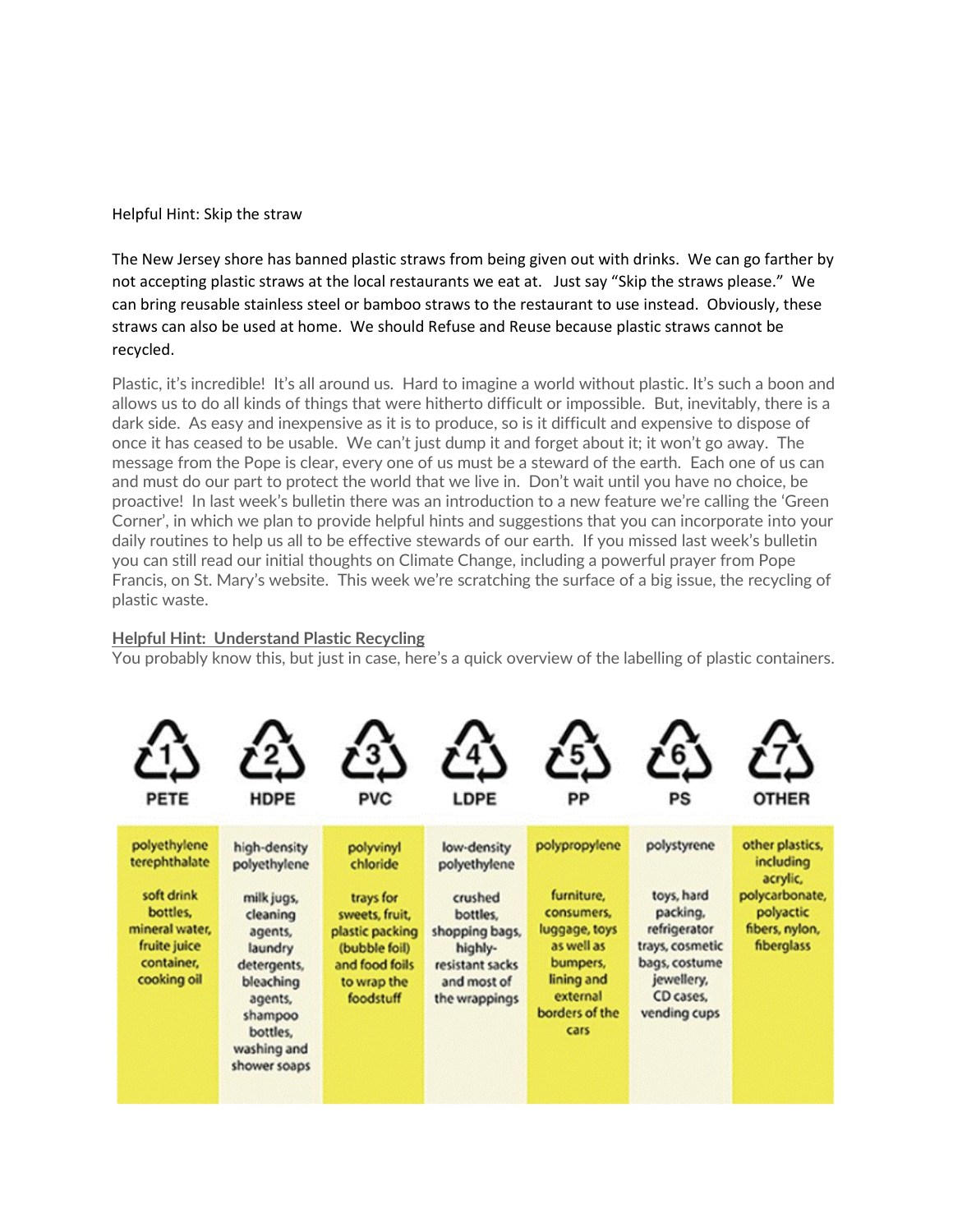Helpful Hint: Skip the straw

The New Jersey shore has banned plastic straws from being given out with drinks. We can go farther by not accepting plastic straws at the local restaurants we eat at. Just say "Skip the straws please." We can bring reusable stainless steel or bamboo straws to the restaurant to use instead. Obviously, these straws can also be used at home. We should Refuse and Reuse because plastic straws cannot be recycled.

Plastic, it's incredible! It's all around us. Hard to imagine a world without plastic. It's such a boon and allows us to do all kinds of things that were hitherto difficult or impossible. But, inevitably, there is a dark side. As easy and inexpensive as it is to produce, so is it difficult and expensive to dispose of once it has ceased to be usable. We can't just dump it and forget about it; it won't go away. The message from the Pope is clear, every one of us must be a steward of the earth. Each one of us can and must do our part to protect the world that we live in. Don't wait until you have no choice, be proactive! In last week's bulletin there was an introduction to a new feature we're calling the 'Green Corner', in which we plan to provide helpful hints and suggestions that you can incorporate into your daily routines to help us all to be effective stewards of our earth. If you missed last week's bulletin you can still read our initial thoughts on Climate Change, including a powerful prayer from Pope Francis, on St. Mary's website. This week we're scratching the surface of a big issue, the recycling of plastic waste.

**Helpful Hint: Understand Plastic Recycling**

You probably know this, but just in case, here's a quick overview of the labelling of plastic containers.

| 1 PETE | 2 HDPE | 3 PVC | 4 LDPE | 5 PP | 6 PS | 7 OTHER |
|---|---|---|---|---|---|---|
| polyethylene terephthalate | high-density polyethylene | polyvinyl chloride | low-density polyethylene | polypropylene | polystyrene | other plastics, including acrylic, polycarbonate, polyactic fibers, nylon, fiberglass |
| soft drink bottles, mineral water, fruite juice container, cooking oil | milk jugs, cleaning agents, laundry detergents, bleaching agents, shampoo bottles, washing and shower soaps | trays for sweets, fruit, plastic packing (bubble foil) and food foils to wrap the foodstuff | crushed bottles, shopping bags, highly-resistant sacks and most of the wrappings | furniture, consumers, luggage, toys as well as bumpers, lining and external borders of the cars | toys, hard packing, refrigerator trays, cosmetic bags, costume jewellery, CD cases, vending cups | |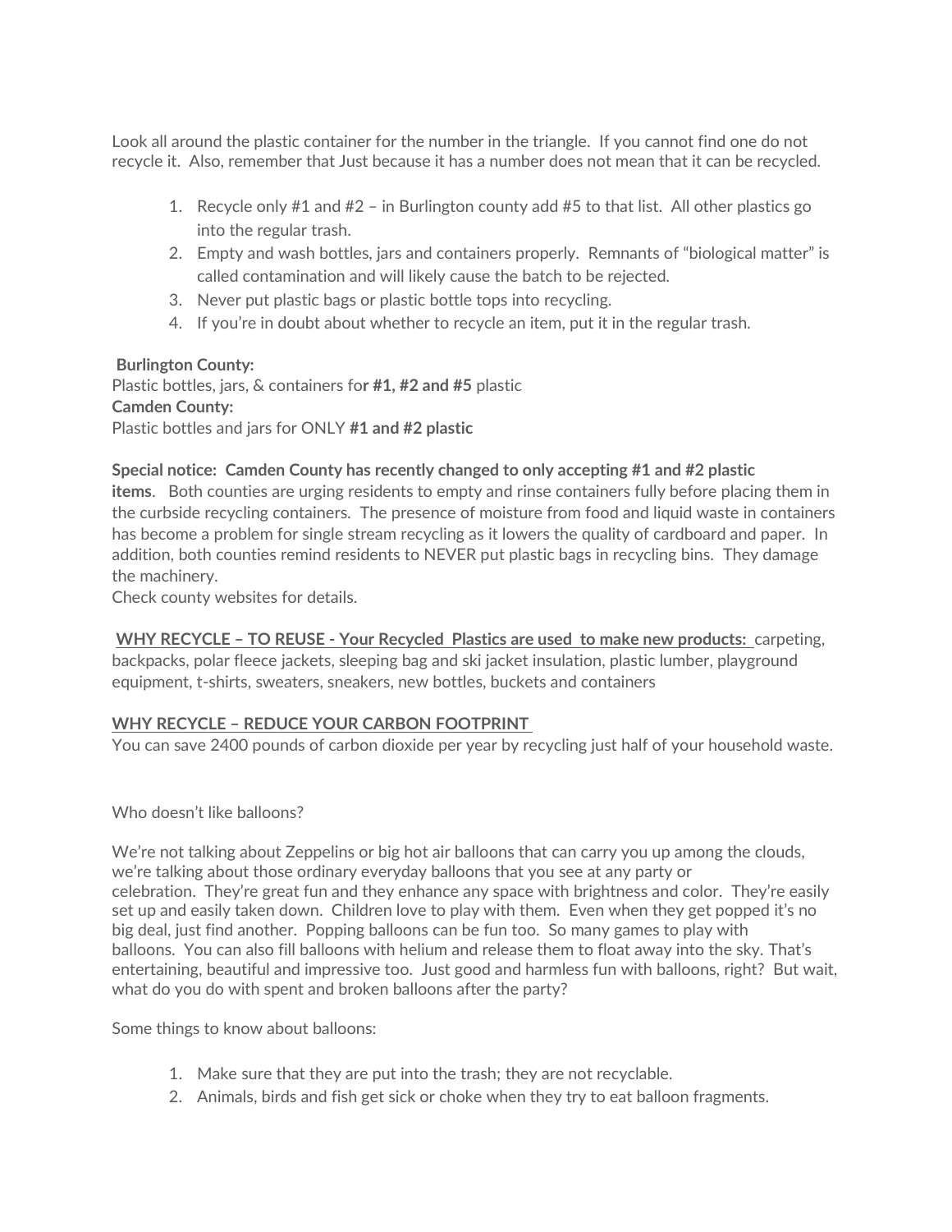Look all around the plastic container for the number in the triangle. If you cannot find one do not recycle it. Also, remember that Just because it has a number does not mean that it can be recycled.

1. Recycle only #1 and #2 – in Burlington county add #5 to that list. All other plastics go into the regular trash.
2. Empty and wash bottles, jars and containers properly. Remnants of "biological matter" is called contamination and will likely cause the batch to be rejected.
3. Never put plastic bags or plastic bottle tops into recycling.
4. If you're in doubt about whether to recycle an item, put it in the regular trash.

**Burlington County:**
Plastic bottles, jars, & containers fo**r #1, #2 and #5** plastic
**Camden County:**
Plastic bottles and jars for ONLY **#1 and #2 plastic**

**Special notice: Camden County has recently changed to only accepting #1 and #2 plastic items**. Both counties are urging residents to empty and rinse containers fully before placing them in the curbside recycling containers. The presence of moisture from food and liquid waste in containers has become a problem for single stream recycling as it lowers the quality of cardboard and paper. In addition, both counties remind residents to NEVER put plastic bags in recycling bins. They damage the machinery.
Check county websites for details.

**<u>WHY RECYCLE – TO REUSE - Your Recycled Plastics are used to make new products:</u>** carpeting, backpacks, polar fleece jackets, sleeping bag and ski jacket insulation, plastic lumber, playground equipment, t-shirts, sweaters, sneakers, new bottles, buckets and containers

**<u>WHY RECYCLE – REDUCE YOUR CARBON FOOTPRINT</u>**
You can save 2400 pounds of carbon dioxide per year by recycling just half of your household waste.

Who doesn't like balloons?

We're not talking about Zeppelins or big hot air balloons that can carry you up among the clouds, we're talking about those ordinary everyday balloons that you see at any party or celebration. They're great fun and they enhance any space with brightness and color. They're easily set up and easily taken down. Children love to play with them. Even when they get popped it's no big deal, just find another. Popping balloons can be fun too. So many games to play with balloons. You can also fill balloons with helium and release them to float away into the sky. That's entertaining, beautiful and impressive too. Just good and harmless fun with balloons, right? But wait, what do you do with spent and broken balloons after the party?

Some things to know about balloons:

1. Make sure that they are put into the trash; they are not recyclable.
2. Animals, birds and fish get sick or choke when they try to eat balloon fragments.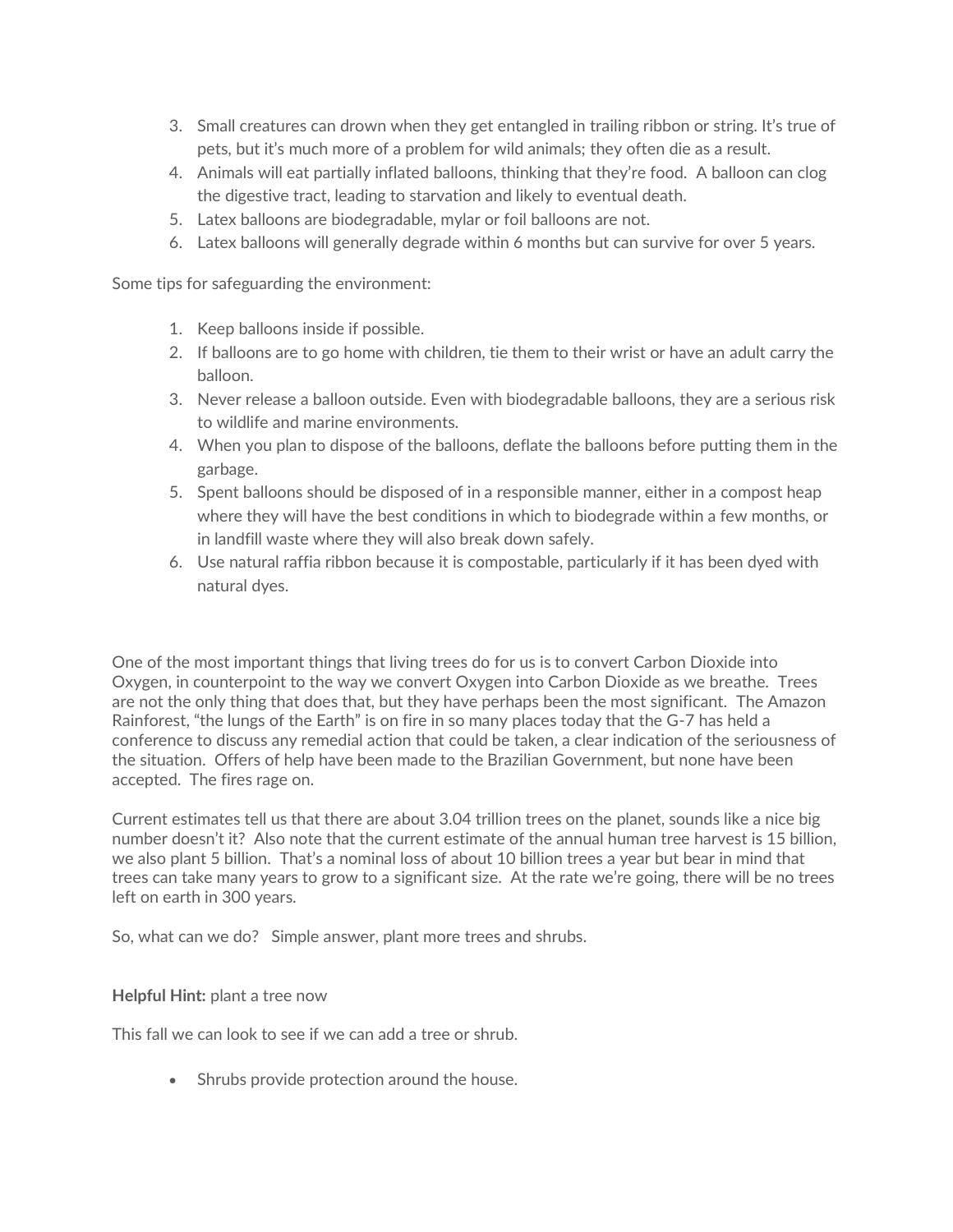3. Small creatures can drown when they get entangled in trailing ribbon or string. It's true of pets, but it's much more of a problem for wild animals; they often die as a result.
4. Animals will eat partially inflated balloons, thinking that they're food. A balloon can clog the digestive tract, leading to starvation and likely to eventual death.
5. Latex balloons are biodegradable, mylar or foil balloons are not.
6. Latex balloons will generally degrade within 6 months but can survive for over 5 years.

Some tips for safeguarding the environment:

1. Keep balloons inside if possible.
2. If balloons are to go home with children, tie them to their wrist or have an adult carry the balloon.
3. Never release a balloon outside. Even with biodegradable balloons, they are a serious risk to wildlife and marine environments.
4. When you plan to dispose of the balloons, deflate the balloons before putting them in the garbage.
5. Spent balloons should be disposed of in a responsible manner, either in a compost heap where they will have the best conditions in which to biodegrade within a few months, or in landfill waste where they will also break down safely.
6. Use natural raffia ribbon because it is compostable, particularly if it has been dyed with natural dyes.

One of the most important things that living trees do for us is to convert Carbon Dioxide into Oxygen, in counterpoint to the way we convert Oxygen into Carbon Dioxide as we breathe. Trees are not the only thing that does that, but they have perhaps been the most significant. The Amazon Rainforest, "the lungs of the Earth" is on fire in so many places today that the G-7 has held a conference to discuss any remedial action that could be taken, a clear indication of the seriousness of the situation. Offers of help have been made to the Brazilian Government, but none have been accepted. The fires rage on.

Current estimates tell us that there are about 3.04 trillion trees on the planet, sounds like a nice big number doesn't it? Also note that the current estimate of the annual human tree harvest is 15 billion, we also plant 5 billion. That's a nominal loss of about 10 billion trees a year but bear in mind that trees can take many years to grow to a significant size. At the rate we're going, there will be no trees left on earth in 300 years.

So, what can we do? Simple answer, plant more trees and shrubs.

**Helpful Hint:** plant a tree now

This fall we can look to see if we can add a tree or shrub.

- Shrubs provide protection around the house.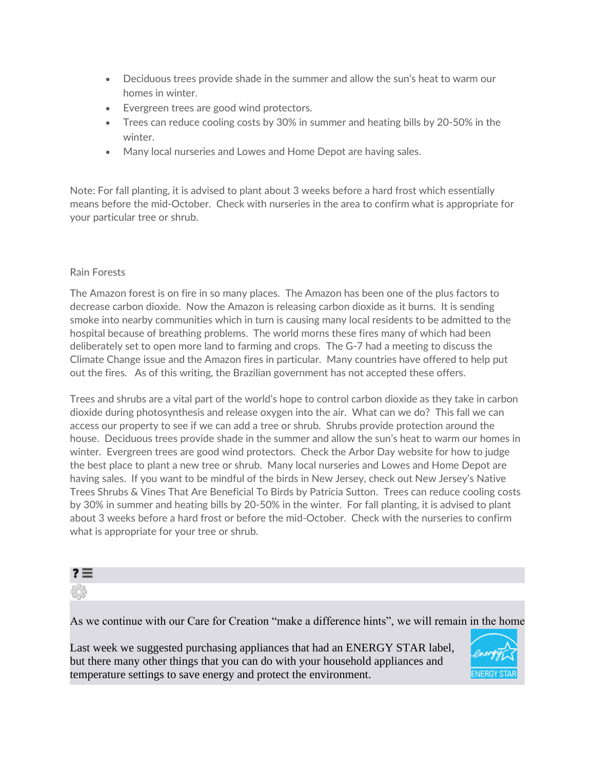- Deciduous trees provide shade in the summer and allow the sun's heat to warm our homes in winter.
- Evergreen trees are good wind protectors.
- Trees can reduce cooling costs by 30% in summer and heating bills by 20-50% in the winter.
- Many local nurseries and Lowes and Home Depot are having sales.

Note: For fall planting, it is advised to plant about 3 weeks before a hard frost which essentially means before the mid-October. Check with nurseries in the area to confirm what is appropriate for your particular tree or shrub.

Rain Forests

The Amazon forest is on fire in so many places. The Amazon has been one of the plus factors to decrease carbon dioxide. Now the Amazon is releasing carbon dioxide as it burns. It is sending smoke into nearby communities which in turn is causing many local residents to be admitted to the hospital because of breathing problems. The world morns these fires many of which had been deliberately set to open more land to farming and crops. The G-7 had a meeting to discuss the Climate Change issue and the Amazon fires in particular. Many countries have offered to help put out the fires. As of this writing, the Brazilian government has not accepted these offers.

Trees and shrubs are a vital part of the world's hope to control carbon dioxide as they take in carbon dioxide during photosynthesis and release oxygen into the air. What can we do? This fall we can access our property to see if we can add a tree or shrub. Shrubs provide protection around the house. Deciduous trees provide shade in the summer and allow the sun's heat to warm our homes in winter. Evergreen trees are good wind protectors. Check the Arbor Day website for how to judge the best place to plant a new tree or shrub. Many local nurseries and Lowes and Home Depot are having sales. If you want to be mindful of the birds in New Jersey, check out New Jersey's Native Trees Shrubs & Vines That Are Beneficial To Birds by Patricia Sutton. Trees can reduce cooling costs by 30% in summer and heating bills by 20-50% in the winter. For fall planting, it is advised to plant about 3 weeks before a hard frost or before the mid-October. Check with the nurseries to confirm what is appropriate for your tree or shrub.

As we continue with our Care for Creation "make a difference hints", we will remain in the home

Last week we suggested purchasing appliances that had an ENERGY STAR label, but there many other things that you can do with your household appliances and temperature settings to save energy and protect the environment.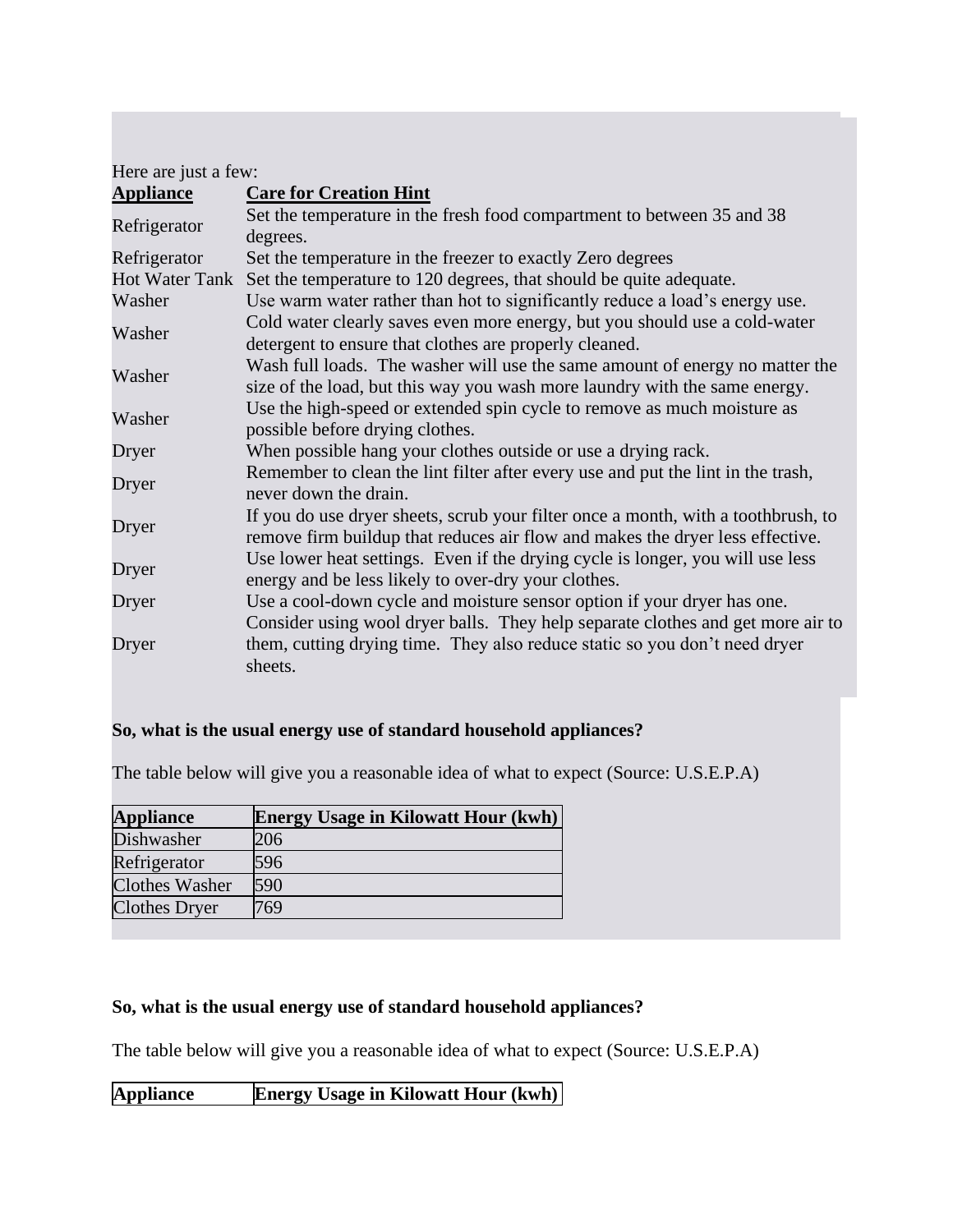Here are just a few:

| Appliance | Care for Creation Hint |
|---|---|
| Refrigerator | Set the temperature in the fresh food compartment to between 35 and 38 degrees. |
| Refrigerator | Set the temperature in the freezer to exactly Zero degrees |
| Hot Water Tank | Set the temperature to 120 degrees, that should be quite adequate. |
| Washer | Use warm water rather than hot to significantly reduce a load's energy use. |
| Washer | Cold water clearly saves even more energy, but you should use a cold-water detergent to ensure that clothes are properly cleaned. |
| Washer | Wash full loads.  The washer will use the same amount of energy no matter the size of the load, but this way you wash more laundry with the same energy. |
| Washer | Use the high-speed or extended spin cycle to remove as much moisture as possible before drying clothes. |
| Dryer | When possible hang your clothes outside or use a drying rack. |
| Dryer | Remember to clean the lint filter after every use and put the lint in the trash, never down the drain. |
| Dryer | If you do use dryer sheets, scrub your filter once a month, with a toothbrush, to remove firm buildup that reduces air flow and makes the dryer less effective. |
| Dryer | Use lower heat settings.  Even if the drying cycle is longer, you will use less energy and be less likely to over-dry your clothes. |
| Dryer | Use a cool-down cycle and moisture sensor option if your dryer has one. |
| Dryer | Consider using wool dryer balls.  They help separate clothes and get more air to them, cutting drying time.  They also reduce static so you don't need dryer sheets. |

**So, what is the usual energy use of standard household appliances?**

The table below will give you a reasonable idea of what to expect (Source: U.S.E.P.A)

| Appliance | Energy Usage in Kilowatt Hour (kwh) |
|---|---|
| Dishwasher | 206 |
| Refrigerator | 596 |
| Clothes Washer | 590 |
| Clothes Dryer | 769 |

**So, what is the usual energy use of standard household appliances?**

The table below will give you a reasonable idea of what to expect (Source: U.S.E.P.A)

| Appliance | Energy Usage in Kilowatt Hour (kwh) |
|---|---|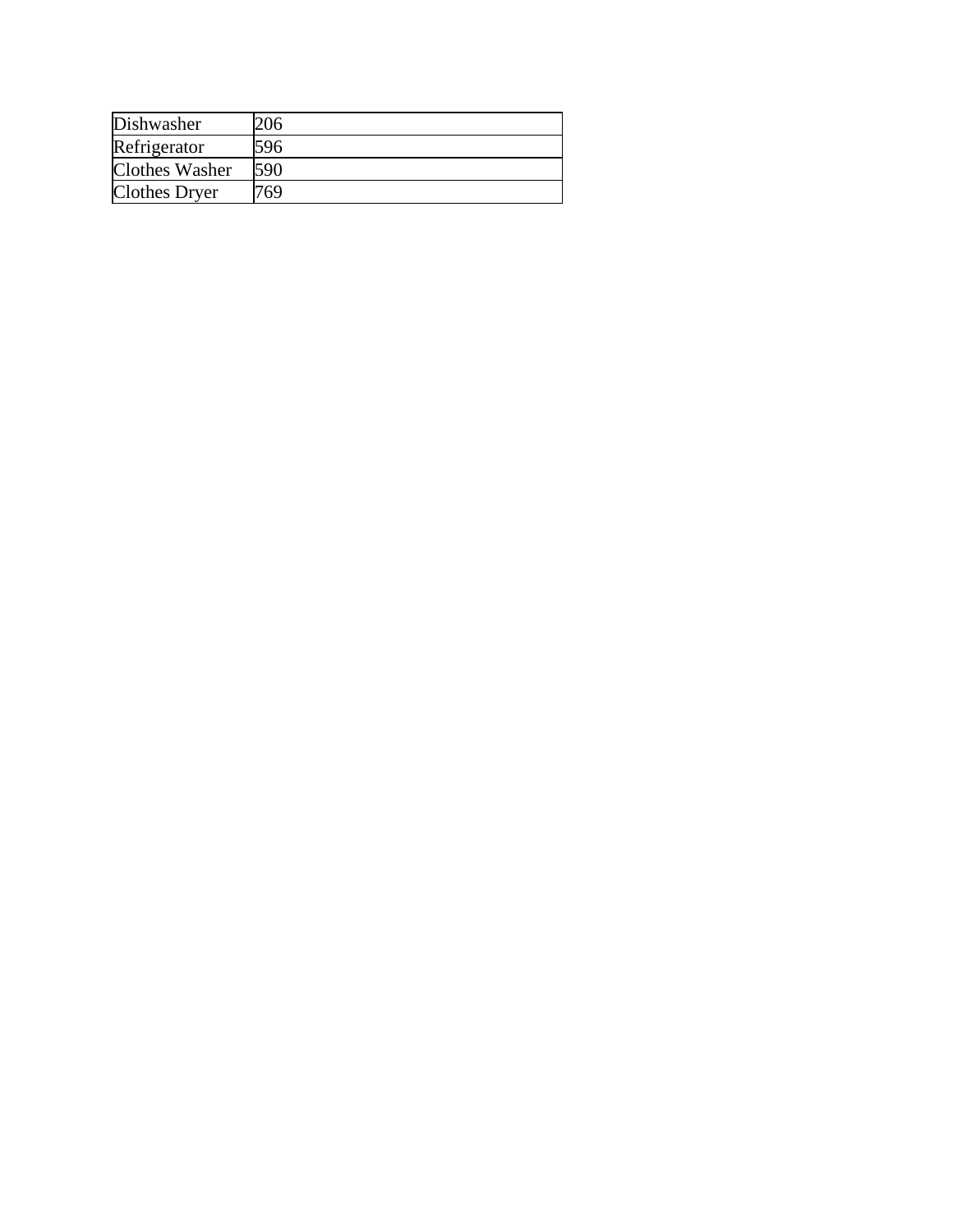| | |
|---|---|
| Dishwasher | 206 |
| Refrigerator | 596 |
| Clothes Washer | 590 |
| Clothes Dryer | 769 |